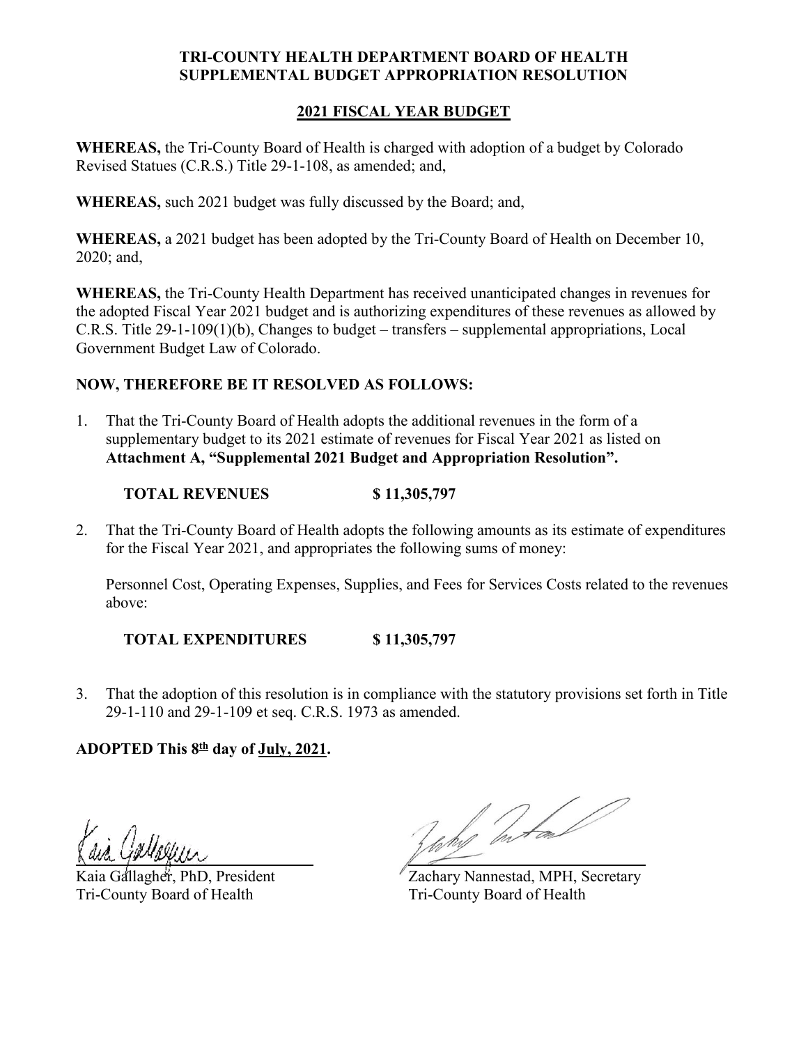**TRI-COUNTY HEALTH DEPARTMENT BOARD OF HEALTH**
**SUPPLEMENTAL BUDGET APPROPRIATION RESOLUTION**

**2021 FISCAL YEAR BUDGET**

**WHEREAS,** the Tri-County Board of Health is charged with adoption of a budget by Colorado Revised Statues (C.R.S.) Title 29-1-108, as amended; and,

**WHEREAS,** such 2021 budget was fully discussed by the Board; and,

**WHEREAS,** a 2021 budget has been adopted by the Tri-County Board of Health on December 10, 2020; and,

**WHEREAS,** the Tri-County Health Department has received unanticipated changes in revenues for the adopted Fiscal Year 2021 budget and is authorizing expenditures of these revenues as allowed by C.R.S. Title 29-1-109(1)(b), Changes to budget – transfers – supplemental appropriations, Local Government Budget Law of Colorado.

**NOW, THEREFORE BE IT RESOLVED AS FOLLOWS:**

1. That the Tri-County Board of Health adopts the additional revenues in the form of a supplementary budget to its 2021 estimate of revenues for Fiscal Year 2021 as listed on **Attachment A, "Supplemental 2021 Budget and Appropriation Resolution".**

   **TOTAL REVENUES $ 11,305,797**

2. That the Tri-County Board of Health adopts the following amounts as its estimate of expenditures for the Fiscal Year 2021, and appropriates the following sums of money:

   Personnel Cost, Operating Expenses, Supplies, and Fees for Services Costs related to the revenues above:

   **TOTAL EXPENDITURES $ 11,305,797**

3. That the adoption of this resolution is in compliance with the statutory provisions set forth in Title 29-1-110 and 29-1-109 et seq. C.R.S. 1973 as amended.

**ADOPTED This 8th day of July, 2021.**

Kaia Gallagher, PhD, President
Tri-County Board of Health

Zachary Nannestad, MPH, Secretary
Tri-County Board of Health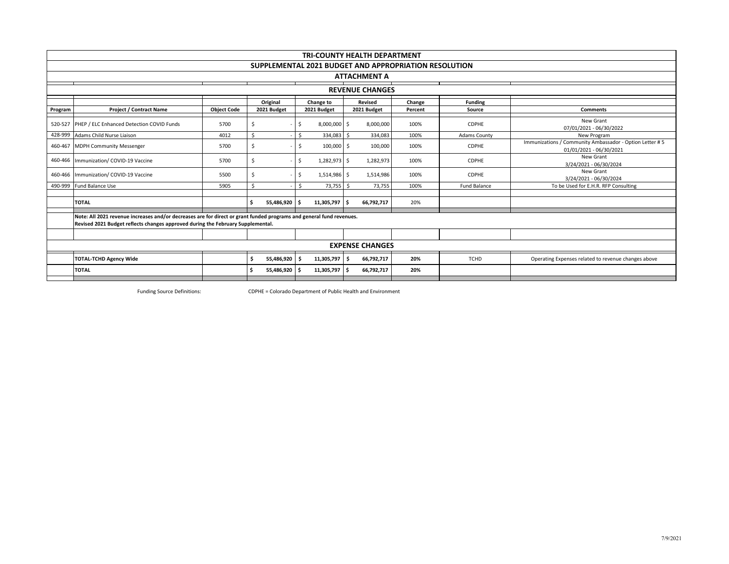# TRI-COUNTY HEALTH DEPARTMENT

## SUPPLEMENTAL 2021 BUDGET AND APPROPRIATION RESOLUTION

### ATTACHMENT A

### REVENUE CHANGES

| Program | Project / Contract Name | Object Code | Original 2021 Budget | Change to 2021 Budget | Revised 2021 Budget | Change Percent | Funding Source | Comments |
|---|---|---|---|---|---|---|---|---|
| 520-527 | PHEP / ELC Enhanced Detection COVID Funds | 5700 | $ - | $ 8,000,000 | $ 8,000,000 | 100% | CDPHE | New Grant 07/01/2021 - 06/30/2022 |
| 428-999 | Adams Child Nurse Liaison | 4012 | $ - | $ 334,083 | $ 334,083 | 100% | Adams County | New Program |
| 460-467 | MDPH Community Messenger | 5700 | $ - | $ 100,000 | $ 100,000 | 100% | CDPHE | Immunizations / Community Ambassador - Option Letter # 5 01/01/2021 - 06/30/2021 |
| 460-466 | Immunization/ COVID-19 Vaccine | 5700 | $ - | $ 1,282,973 | $ 1,282,973 | 100% | CDPHE | New Grant 3/24/2021 - 06/30/2024 |
| 460-466 | Immunization/ COVID-19 Vaccine | 5500 | $ - | $ 1,514,986 | $ 1,514,986 | 100% | CDPHE | New Grant 3/24/2021 - 06/30/2024 |
| 490-999 | Fund Balance Use | 5905 | $ - | $ 73,755 | $ 73,755 | 100% | Fund Balance | To be Used for E.H.R. RFP Consulting |
| | **TOTAL** | | **$ 55,486,920** | **$ 11,305,797** | **$ 66,792,717** | 20% | | |

**Note: All 2021 revenue increases and/or decreases are for direct or grant funded programs and general fund revenues.**
**Revised 2021 Budget reflects changes approved during the February Supplemental.**

### EXPENSE CHANGES

| | | | | | | | | |
|---|---|---|---|---|---|---|---|---|
| | **TOTAL-TCHD Agency Wide** | | **$ 55,486,920** | **$ 11,305,797** | **$ 66,792,717** | **20%** | TCHD | Operating Expenses related to revenue changes above |
| | **TOTAL** | | **$ 55,486,920** | **$ 11,305,797** | **$ 66,792,717** | **20%** | | |

Funding Source Definitions: CDPHE = Colorado Department of Public Health and Environment

7/9/2021